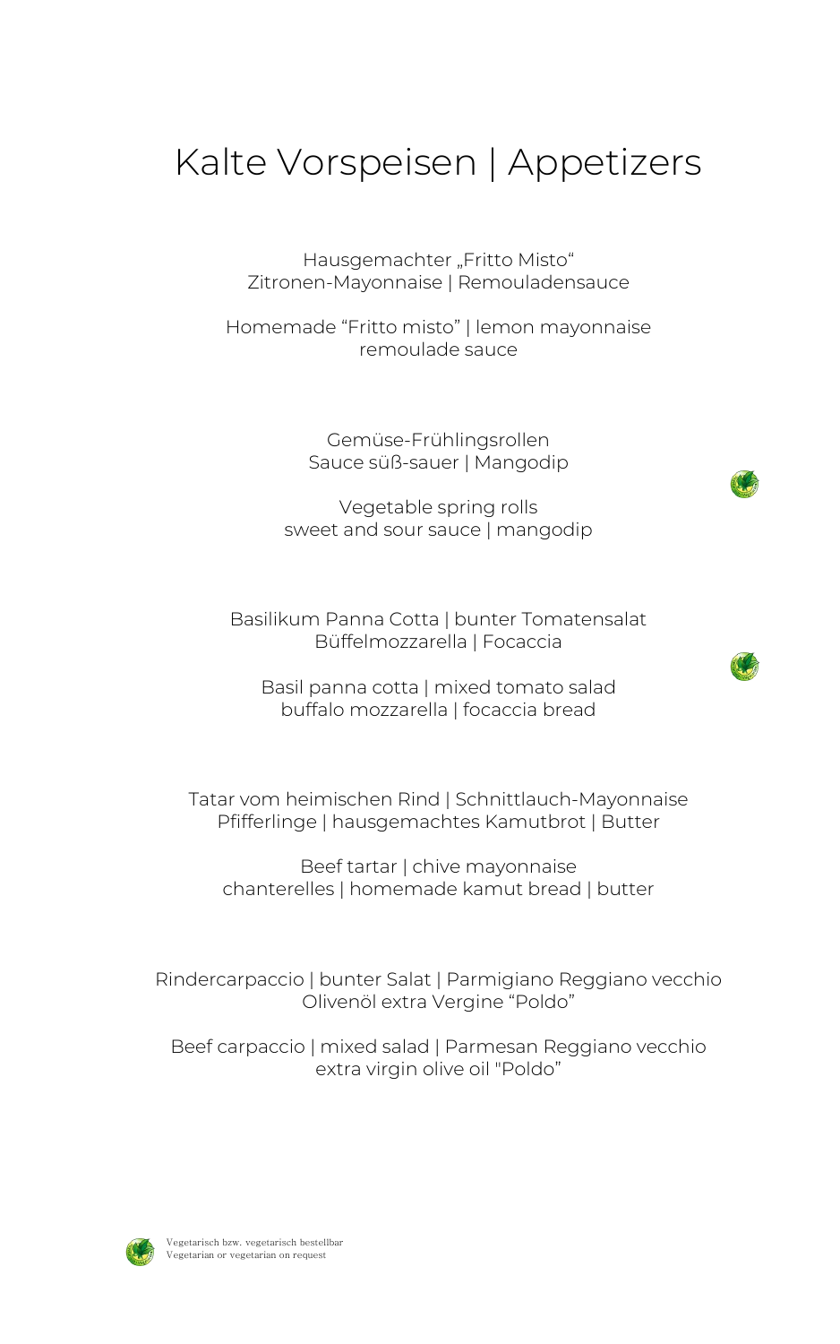# Kalte Vorspeisen | Appetizers

Hausgemachter „Fritto Misto"
Zitronen-Mayonnaise | Remouladensauce

Homemade "Fritto misto" | lemon mayonnaise
remoulade sauce

Gemüse-Frühlingsrollen
Sauce süß-sauer | Mangodip

Vegetable spring rolls
sweet and sour sauce | mangodip

Basilikum Panna Cotta | bunter Tomatensalat
Büffelmozzarella | Focaccia

Basil panna cotta | mixed tomato salad
buffalo mozzarella | focaccia bread

Tatar vom heimischen Rind | Schnittlauch-Mayonnaise
Pfifferlinge | hausgemachtes Kamutbrot | Butter

Beef tartar | chive mayonnaise
chanterelles | homemade kamut bread | butter

Rindercarpaccio | bunter Salat | Parmigiano Reggiano vecchio
Olivenöl extra Vergine "Poldo"

Beef carpaccio | mixed salad | Parmesan Reggiano vecchio
extra virgin olive oil "Poldo"

Vegetarisch bzw. vegetarisch bestellbar
Vegetarian or vegetarian on request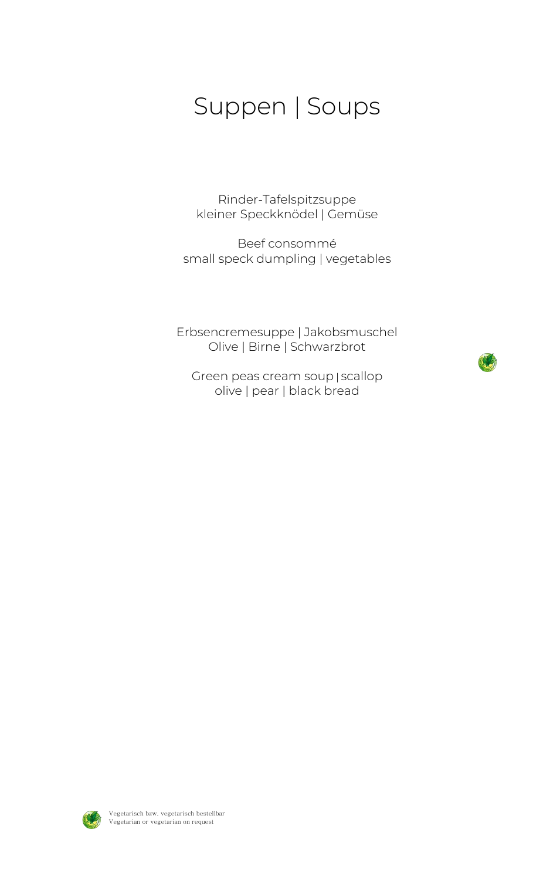# Suppen | Soups

Rinder-Tafelspitzsuppe
kleiner Speckknödel | Gemüse

Beef consommé
small speck dumpling | vegetables

Erbsencremesuppe | Jakobsmuschel
Olive | Birne | Schwarzbrot

Green peas cream soup | scallop
olive | pear | black bread

Vegetarisch bzw. vegetarisch bestellbar
Vegetarian or vegetarian on request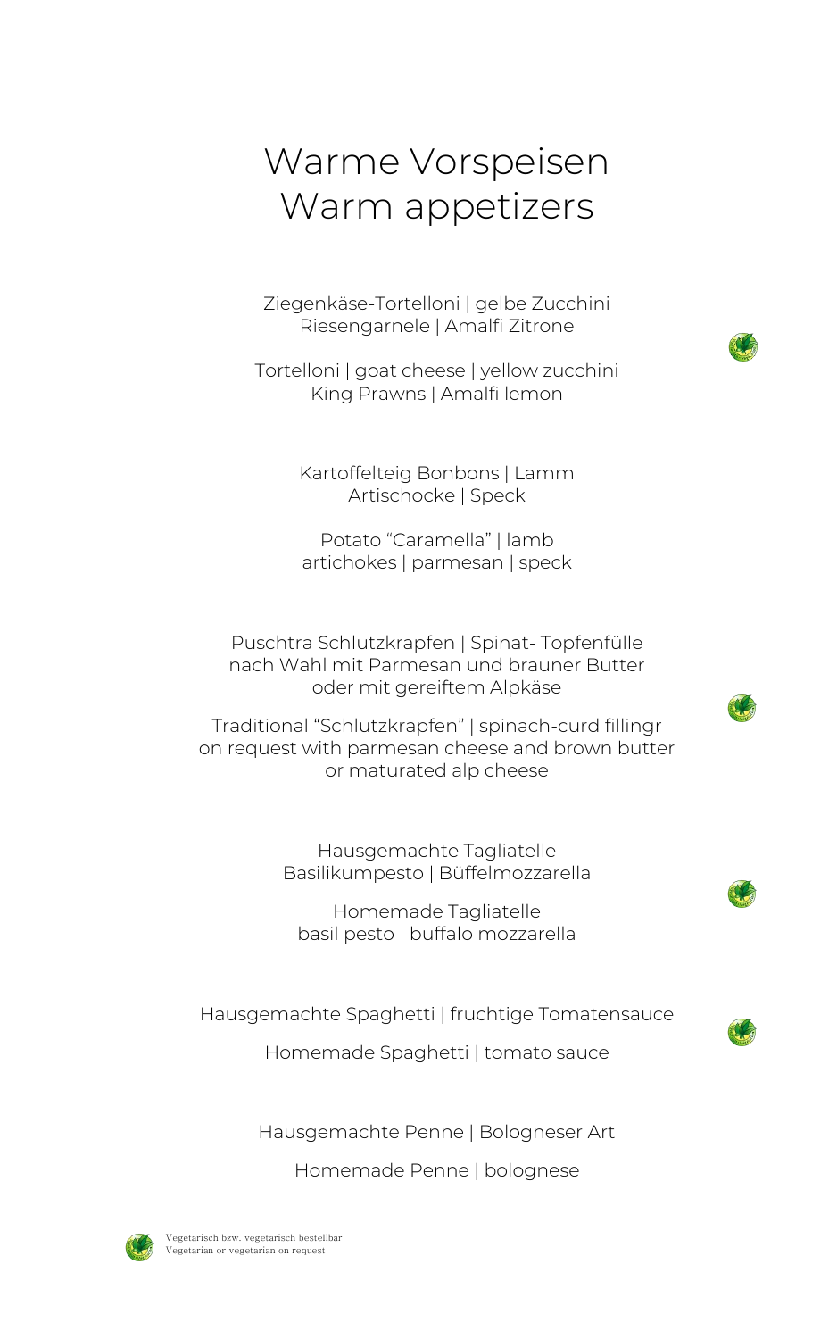# Warme Vorspeisen
# Warm appetizers

Ziegenkäse-Tortelloni | gelbe Zucchini
Riesengarnele | Amalfi Zitrone

Tortelloni | goat cheese | yellow zucchini
King Prawns | Amalfi lemon

Kartoffelteig Bonbons | Lamm
Artischocke | Speck

Potato “Caramella” | lamb
artichokes | parmesan | speck

Puschtra Schlutzkrapfen | Spinat- Topfenfülle
nach Wahl mit Parmesan und brauner Butter
oder mit gereiftem Alpkäse

Traditional “Schlutzkrapfen” | spinach-curd fillingr
on request with parmesan cheese and brown butter
or maturated alp cheese

Hausgemachte Tagliatelle
Basilikumpesto | Büffelmozzarella

Homemade Tagliatelle
basil pesto | buffalo mozzarella

Hausgemachte Spaghetti | fruchtige Tomatensauce

Homemade Spaghetti | tomato sauce

Hausgemachte Penne | Bologneser Art

Homemade Penne | bolognese

Vegetarisch bzw. vegetarisch bestellbar
Vegetarian or vegetarian on request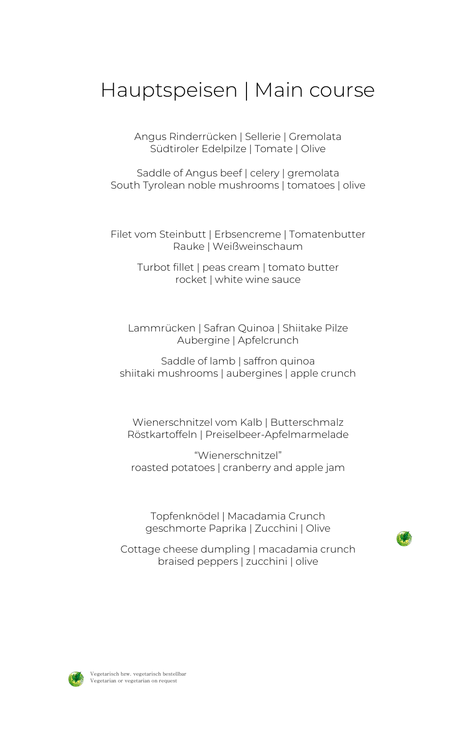# Hauptspeisen | Main course

Angus Rinderrücken | Sellerie | Gremolata
Südtiroler Edelpilze | Tomate | Olive

Saddle of Angus beef | celery | gremolata
South Tyrolean noble mushrooms | tomatoes | olive

Filet vom Steinbutt | Erbsencreme | Tomatenbutter
Rauke | Weißweinschaum

Turbot fillet | peas cream | tomato butter
rocket | white wine sauce

Lammrücken | Safran Quinoa | Shiitake Pilze
Aubergine | Apfelcrunch

Saddle of lamb | saffron quinoa
shiitaki mushrooms | aubergines | apple crunch

Wienerschnitzel vom Kalb | Butterschmalz
Röstkartoffeln | Preiselbeer-Apfelmarmelade

"Wienerschnitzel"
roasted potatoes | cranberry and apple jam

Topfenknödel | Macadamia Crunch
geschmorte Paprika | Zucchini | Olive

Cottage cheese dumpling | macadamia crunch
braised peppers | zucchini | olive

Vegetarisch bzw. vegetarisch bestellbar
Vegetarian or vegetarian on request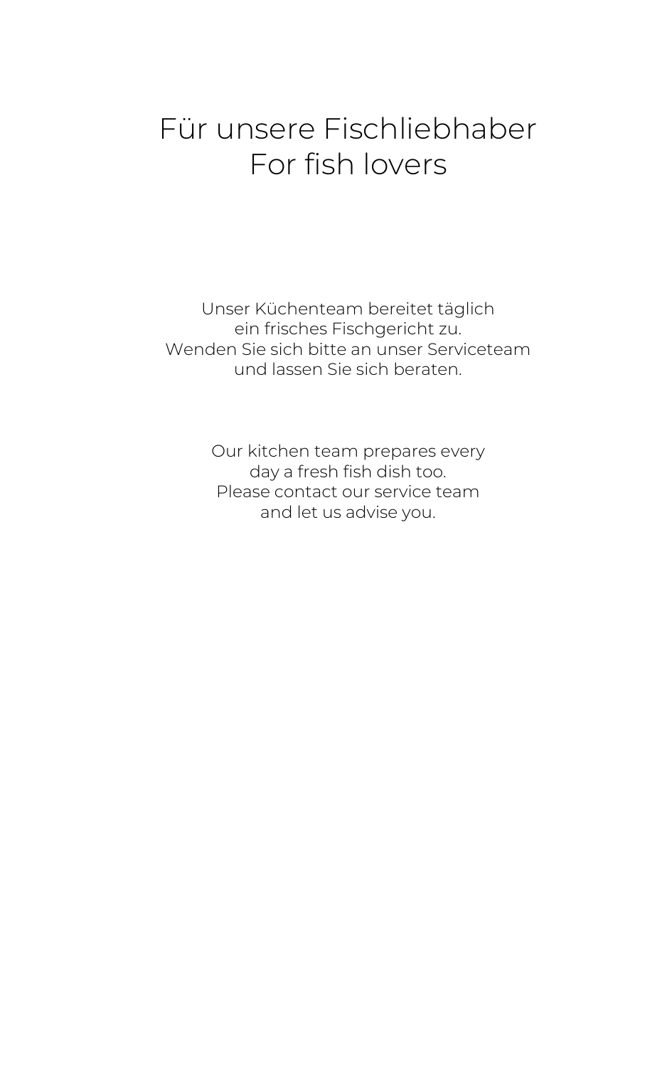# Für unsere Fischliebhaber
# For fish lovers

Unser Küchenteam bereitet täglich
ein frisches Fischgericht zu.
Wenden Sie sich bitte an unser Serviceteam
und lassen Sie sich beraten.

Our kitchen team prepares every
day a fresh fish dish too.
Please contact our service team
and let us advise you.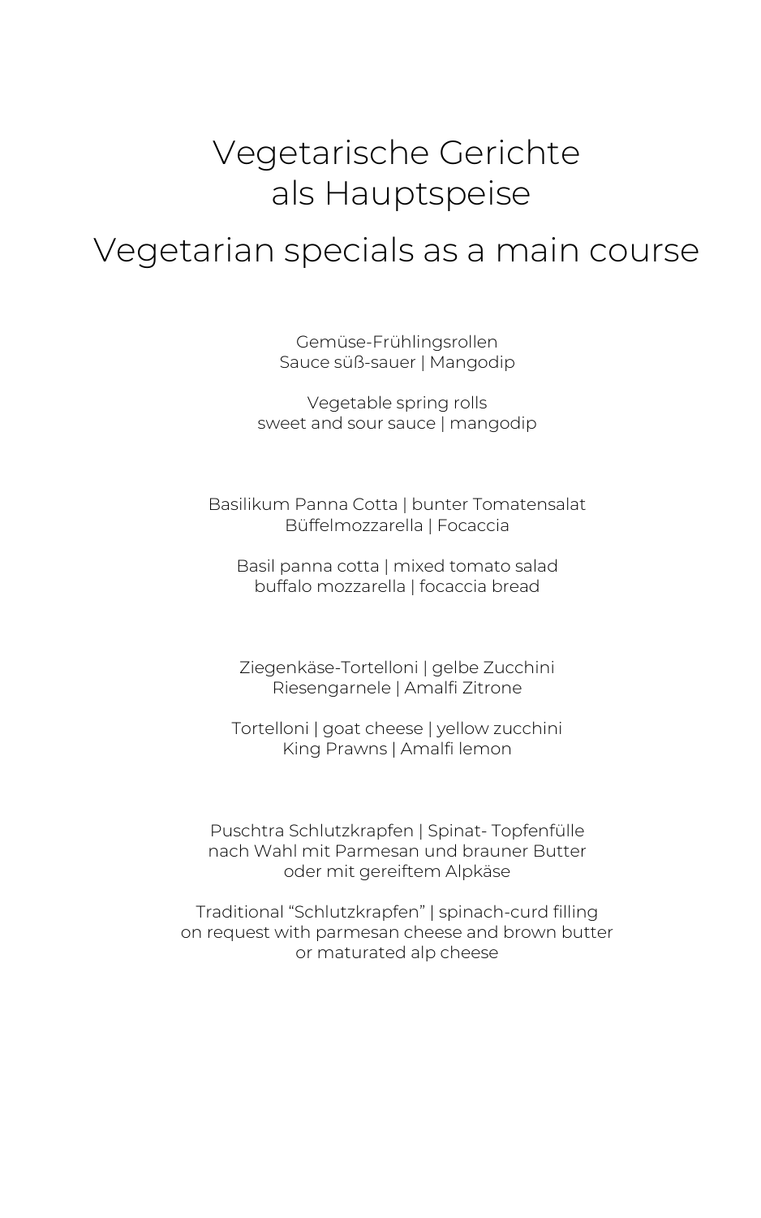# Vegetarische Gerichte als Hauptspeise

# Vegetarian specials as a main course

Gemüse-Frühlingsrollen
Sauce süß-sauer | Mangodip

Vegetable spring rolls
sweet and sour sauce | mangodip

Basilikum Panna Cotta | bunter Tomatensalat
Büffelmozzarella | Focaccia

Basil panna cotta | mixed tomato salad
buffalo mozzarella | focaccia bread

Ziegenkäse-Tortelloni | gelbe Zucchini
Riesengarnele | Amalfi Zitrone

Tortelloni | goat cheese | yellow zucchini
King Prawns | Amalfi lemon

Puschtra Schlutzkrapfen | Spinat- Topfenfülle
nach Wahl mit Parmesan und brauner Butter
oder mit gereiftem Alpkäse

Traditional “Schlutzkrapfen” | spinach-curd filling
on request with parmesan cheese and brown butter
or maturated alp cheese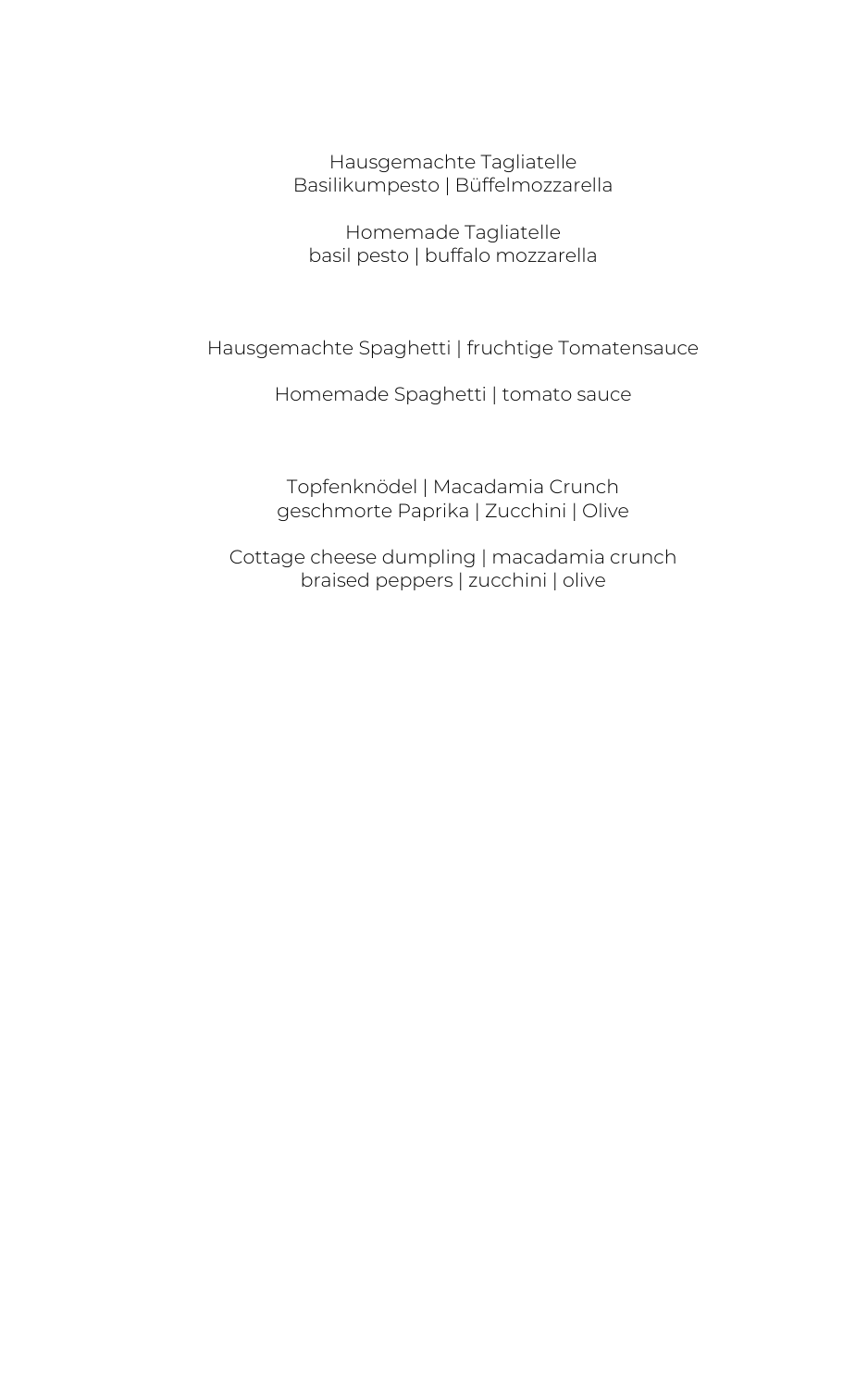Hausgemachte Tagliatelle
Basilikumpesto | Büffelmozzarella

Homemade Tagliatelle
basil pesto | buffalo mozzarella

Hausgemachte Spaghetti | fruchtige Tomatensauce

Homemade Spaghetti | tomato sauce

Topfenknödel | Macadamia Crunch
geschmorte Paprika | Zucchini | Olive

Cottage cheese dumpling | macadamia crunch
braised peppers | zucchini | olive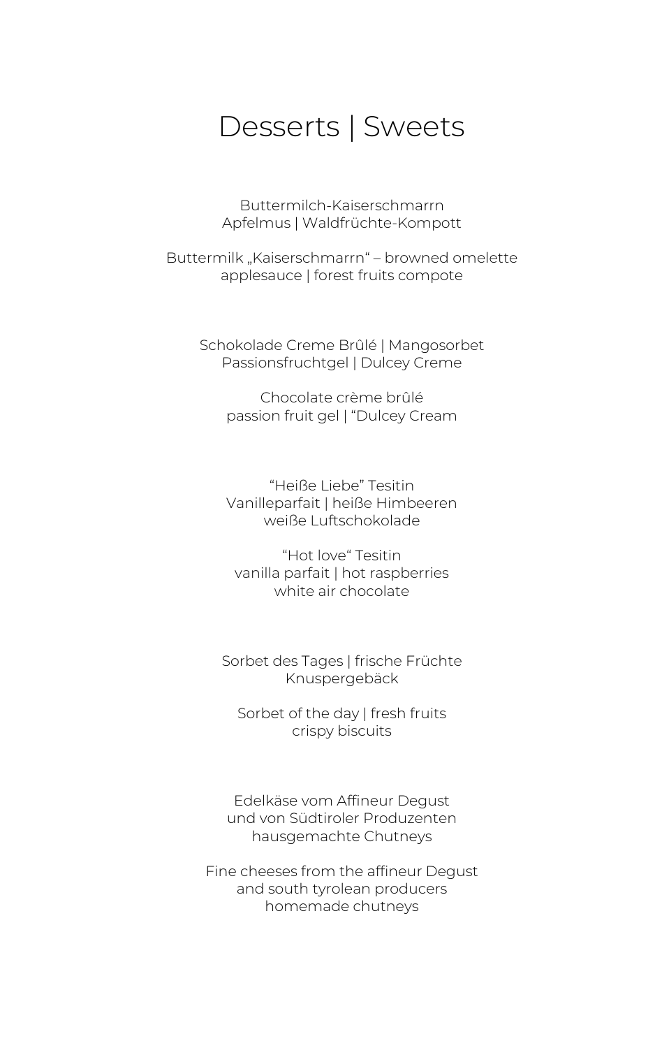# Desserts | Sweets

Buttermilch-Kaiserschmarrn
Apfelmus | Waldfrüchte-Kompott

Buttermilk „Kaiserschmarrn" – browned omelette
applesauce | forest fruits compote

Schokolade Creme Brûlé | Mangosorbet
Passionsfruchtgel | Dulcey Creme

Chocolate crème brûlé
passion fruit gel | "Dulcey Cream

"Heiße Liebe" Tesitin
Vanilleparfait | heiße Himbeeren
weiße Luftschokolade

"Hot love" Tesitin
vanilla parfait | hot raspberries
white air chocolate

Sorbet des Tages | frische Früchte
Knuspergebäck

Sorbet of the day | fresh fruits
crispy biscuits

Edelkäse vom Affineur Degust
und von Südtiroler Produzenten
hausgemachte Chutneys

Fine cheeses from the affineur Degust
and south tyrolean producers
homemade chutneys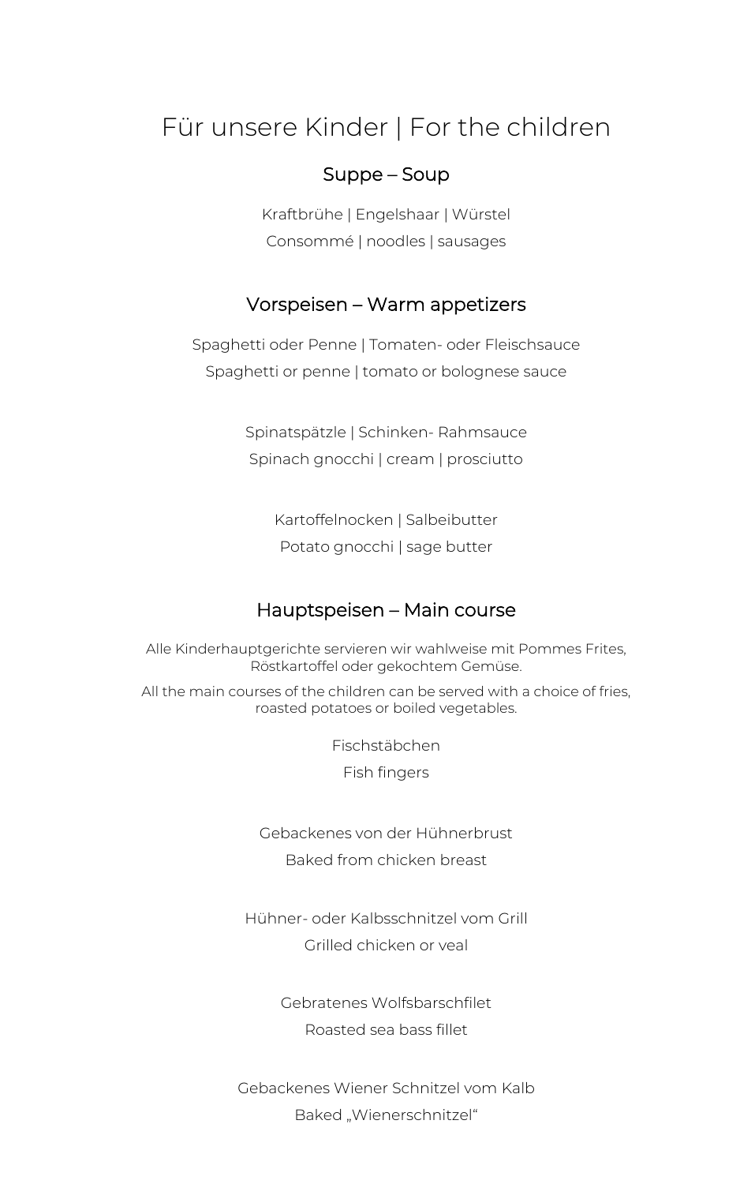# Für unsere Kinder | For the children

## Suppe – Soup

Kraftbrühe | Engelshaar | Würstel
Consommé | noodles | sausages

## Vorspeisen – Warm appetizers

Spaghetti oder Penne | Tomaten- oder Fleischsauce
Spaghetti or penne | tomato or bolognese sauce

Spinatspätzle | Schinken- Rahmsauce
Spinach gnocchi | cream | prosciutto

Kartoffelnocken | Salbeibutter
Potato gnocchi | sage butter

## Hauptspeisen – Main course

Alle Kinderhauptgerichte servieren wir wahlweise mit Pommes Frites, Röstkartoffel oder gekochtem Gemüse.

All the main courses of the children can be served with a choice of fries, roasted potatoes or boiled vegetables.

Fischstäbchen
Fish fingers

Gebackenes von der Hühnerbrust
Baked from chicken breast

Hühner- oder Kalbsschnitzel vom Grill
Grilled chicken or veal

Gebratenes Wolfsbarschfilet
Roasted sea bass fillet

Gebackenes Wiener Schnitzel vom Kalb
Baked „Wienerschnitzel"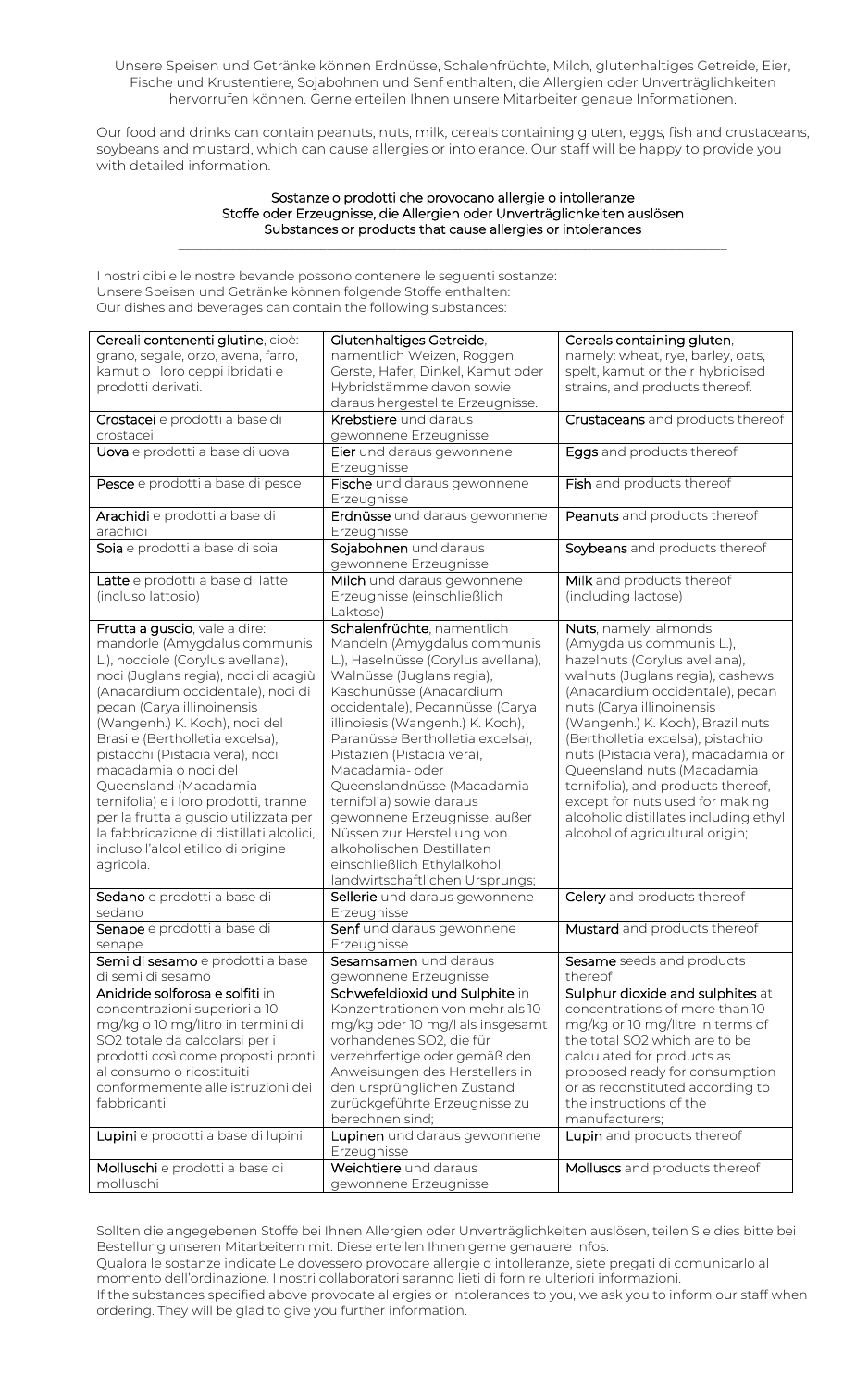Unsere Speisen und Getränke können Erdnüsse, Schalenfrüchte, Milch, glutenhaltiges Getreide, Eier, Fische und Krustentiere, Sojabohnen und Senf enthalten, die Allergien oder Unverträglichkeiten hervorrufen können. Gerne erteilen Ihnen unsere Mitarbeiter genaue Informationen.

Our food and drinks can contain peanuts, nuts, milk, cereals containing gluten, eggs, fish and crustaceans, soybeans and mustard, which can cause allergies or intolerance. Our staff will be happy to provide you with detailed information.

## Sostanze o prodotti che provocano allergie o intolleranze
## Stoffe oder Erzeugnisse, die Allergien oder Unverträglichkeiten auslösen
## Substances or products that cause allergies or intolerances

I nostri cibi e le nostre bevande possono contenere le seguenti sostanze:
Unsere Speisen und Getränke können folgende Stoffe enthalten:
Our dishes and beverages can contain the following substances:

| | | |
|---|---|---|
| **Cereali contenenti glutine**, cioè: grano, segale, orzo, avena, farro, kamut o i loro ceppi ibridati e prodotti derivati. | **Glutenhaltiges Getreide**, namentlich Weizen, Roggen, Gerste, Hafer, Dinkel, Kamut oder Hybridstämme davon sowie daraus hergestellte Erzeugnisse. | **Cereals containing gluten**, namely: wheat, rye, barley, oats, spelt, kamut or their hybridised strains, and products thereof. |
| **Crostacei** e prodotti a base di crostacei | **Krebstiere** und daraus gewonnene Erzeugnisse | **Crustaceans** and products thereof |
| **Uova** e prodotti a base di uova | **Eier** und daraus gewonnene Erzeugnisse | **Eggs** and products thereof |
| **Pesce** e prodotti a base di pesce | **Fische** und daraus gewonnene Erzeugnisse | **Fish** and products thereof |
| **Arachidi** e prodotti a base di arachidi | **Erdnüsse** und daraus gewonnene Erzeugnisse | **Peanuts** and products thereof |
| **Soia** e prodotti a base di soia | **Sojabohnen** und daraus gewonnene Erzeugnisse | **Soybeans** and products thereof |
| **Latte** e prodotti a base di latte (incluso lattosio) | **Milch** und daraus gewonnene Erzeugnisse (einschließlich Laktose) | **Milk** and products thereof (including lactose) |
| **Frutta a guscio**, vale a dire: mandorle (Amygdalus communis L.), nocciole (Corylus avellana), noci (Juglans regia), noci di acagiù (Anacardium occidentale), noci di pecan (Carya illinoinensis (Wangenh.) K. Koch), noci del Brasile (Bertholletia excelsa), pistacchi (Pistacia vera), noci macadamia o noci del Queensland (Macadamia ternifolia) e i loro prodotti, tranne per la frutta a guscio utilizzata per la fabbricazione di distillati alcolici, incluso l'alcol etilico di origine agricola. | **Schalenfrüchte**, namentlich Mandeln (Amygdalus communis L.), Haselnüsse (Corylus avellana), Walnüsse (Juglans regia), Kaschunüsse (Anacardium occidentale), Pecannüsse (Carya illinoiesis (Wangenh.) K. Koch), Paranüsse Bertholletia excelsa), Pistazien (Pistacia vera), Macadamia- oder Queenslandnüsse (Macadamia ternifolia) sowie daraus gewonnene Erzeugnisse, außer Nüssen zur Herstellung von alkoholischen Destillaten einschließlich Ethylalkohol landwirtschaftlichen Ursprungs; | **Nuts**, namely: almonds (Amygdalus communis L.), hazelnuts (Corylus avellana), walnuts (Juglans regia), cashews (Anacardium occidentale), pecan nuts (Carya illinoinensis (Wangenh.) K. Koch), Brazil nuts (Bertholletia excelsa), pistachio nuts (Pistacia vera), macadamia or Queensland nuts (Macadamia ternifolia), and products thereof, except for nuts used for making alcoholic distillates including ethyl alcohol of agricultural origin; |
| **Sedano** e prodotti a base di sedano | **Sellerie** und daraus gewonnene Erzeugnisse | **Celery** and products thereof |
| **Senape** e prodotti a base di senape | **Senf** und daraus gewonnene Erzeugnisse | **Mustard** and products thereof |
| **Semi di sesamo** e prodotti a base di semi di sesamo | **Sesamsamen** und daraus gewonnene Erzeugnisse | **Sesame** seeds and products thereof |
| **Anidride solforosa e solfiti** in concentrazioni superiori a 10 mg/kg o 10 mg/litro in termini di SO2 totale da calcolarsi per i prodotti così come proposti pronti al consumo o ricostituiti conformemente alle istruzioni dei fabbricanti | **Schwefeldioxid und Sulphite** in Konzentrationen von mehr als 10 mg/kg oder 10 mg/l als insgesamt vorhandenes SO2, die für verzehrfertige oder gemäß den Anweisungen des Herstellers in den ursprünglichen Zustand zurückgeführte Erzeugnisse zu berechnen sind; | **Sulphur dioxide and sulphites** at concentrations of more than 10 mg/kg or 10 mg/litre in terms of the total SO2 which are to be calculated for products as proposed ready for consumption or as reconstituted according to the instructions of the manufacturers; |
| **Lupini** e prodotti a base di lupini | **Lupinen** und daraus gewonnene Erzeugnisse | **Lupin** and products thereof |
| **Molluschi** e prodotti a base di molluschi | **Weichtiere** und daraus gewonnene Erzeugnisse | **Molluscs** and products thereof |

Sollten die angegebenen Stoffe bei Ihnen Allergien oder Unverträglichkeiten auslösen, teilen Sie dies bitte bei Bestellung unseren Mitarbeitern mit. Diese erteilen Ihnen gerne genauere Infos.
Qualora le sostanze indicate Le dovessero provocare allergie o intolleranze, siete pregati di comunicarlo al momento dell'ordinazione. I nostri collaboratori saranno lieti di fornire ulteriori informazioni.
If the substances specified above provocate allergies or intolerances to you, we ask you to inform our staff when ordering. They will be glad to give you further information.